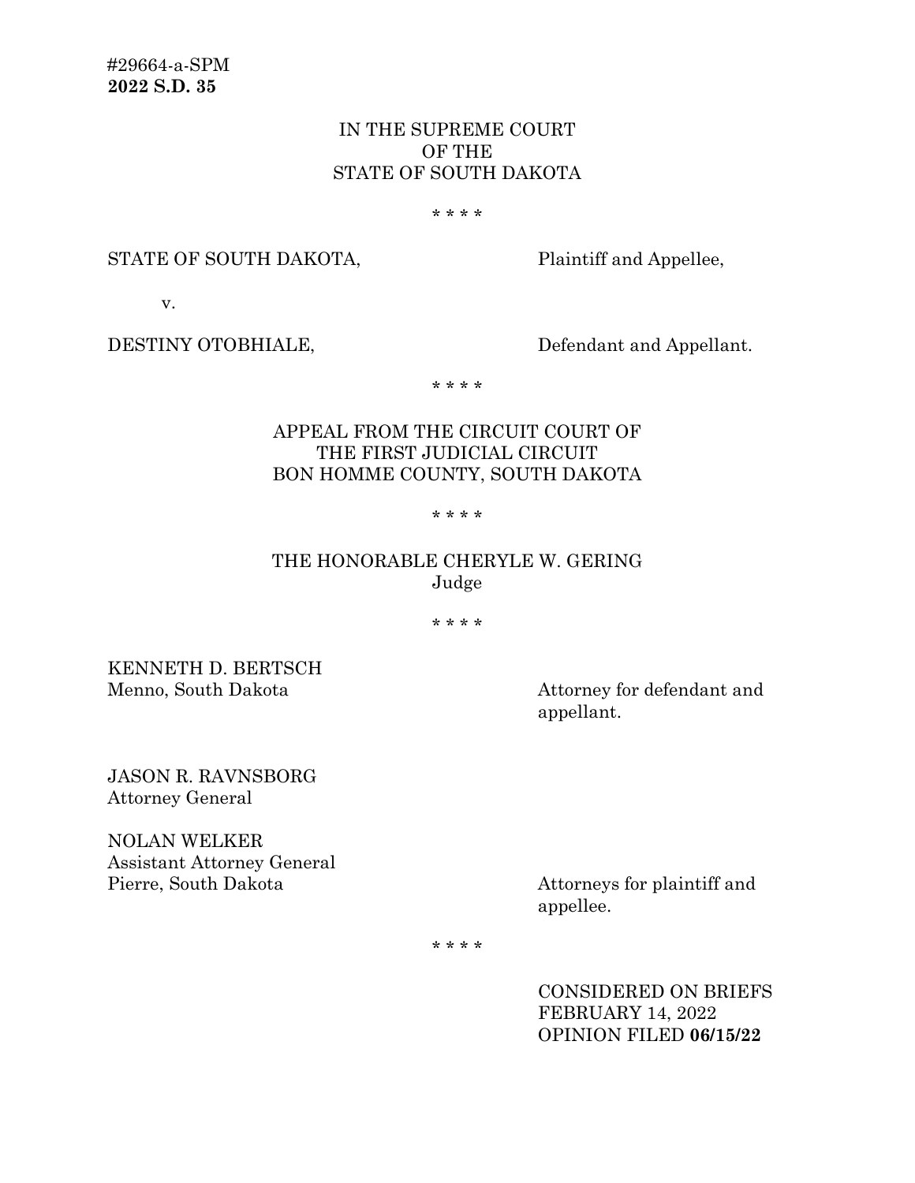#29664-a-SPM
**2022 S.D. 35**

IN THE SUPREME COURT
OF THE
STATE OF SOUTH DAKOTA

\* \* \* \*

STATE OF SOUTH DAKOTA, Plaintiff and Appellee,

v.

DESTINY OTOBHIALE, Defendant and Appellant.

\* \* \* \*

APPEAL FROM THE CIRCUIT COURT OF
THE FIRST JUDICIAL CIRCUIT
BON HOMME COUNTY, SOUTH DAKOTA

\* \* \* \*

THE HONORABLE CHERYLE W. GERING
Judge

\* \* \* \*

KENNETH D. BERTSCH
Menno, South Dakota — Attorney for defendant and appellant.

JASON R. RAVNSBORG
Attorney General

NOLAN WELKER
Assistant Attorney General
Pierre, South Dakota — Attorneys for plaintiff and appellee.

\* \* \* \*

CONSIDERED ON BRIEFS
FEBRUARY 14, 2022
OPINION FILED **06/15/22**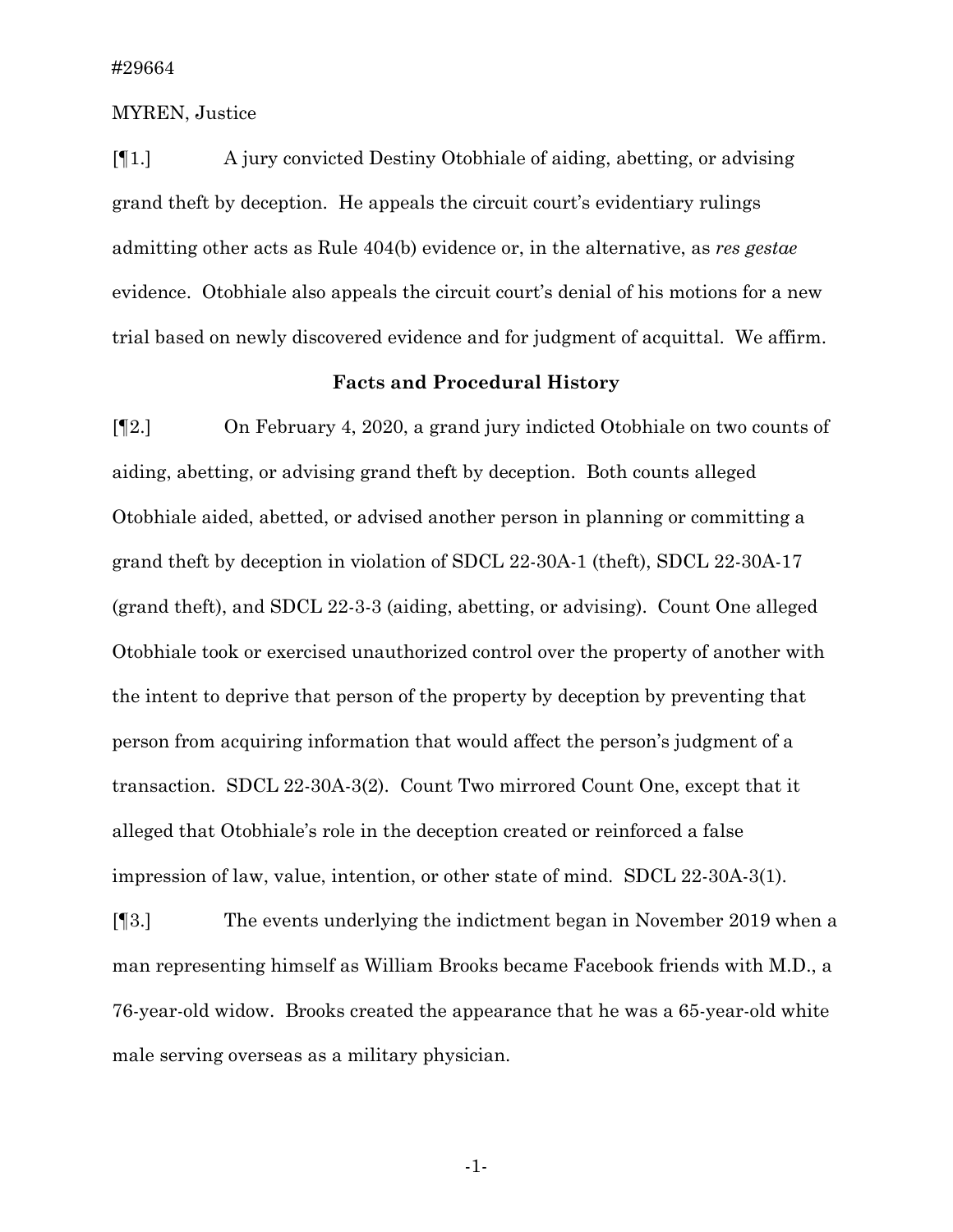#29664

MYREN, Justice

[¶1.] A jury convicted Destiny Otobhiale of aiding, abetting, or advising grand theft by deception. He appeals the circuit court's evidentiary rulings admitting other acts as Rule 404(b) evidence or, in the alternative, as *res gestae* evidence. Otobhiale also appeals the circuit court's denial of his motions for a new trial based on newly discovered evidence and for judgment of acquittal. We affirm.

### Facts and Procedural History

[¶2.] On February 4, 2020, a grand jury indicted Otobhiale on two counts of aiding, abetting, or advising grand theft by deception. Both counts alleged Otobhiale aided, abetted, or advised another person in planning or committing a grand theft by deception in violation of SDCL 22-30A-1 (theft), SDCL 22-30A-17 (grand theft), and SDCL 22-3-3 (aiding, abetting, or advising). Count One alleged Otobhiale took or exercised unauthorized control over the property of another with the intent to deprive that person of the property by deception by preventing that person from acquiring information that would affect the person's judgment of a transaction. SDCL 22-30A-3(2). Count Two mirrored Count One, except that it alleged that Otobhiale's role in the deception created or reinforced a false impression of law, value, intention, or other state of mind. SDCL 22-30A-3(1).

[¶3.] The events underlying the indictment began in November 2019 when a man representing himself as William Brooks became Facebook friends with M.D., a 76-year-old widow. Brooks created the appearance that he was a 65-year-old white male serving overseas as a military physician.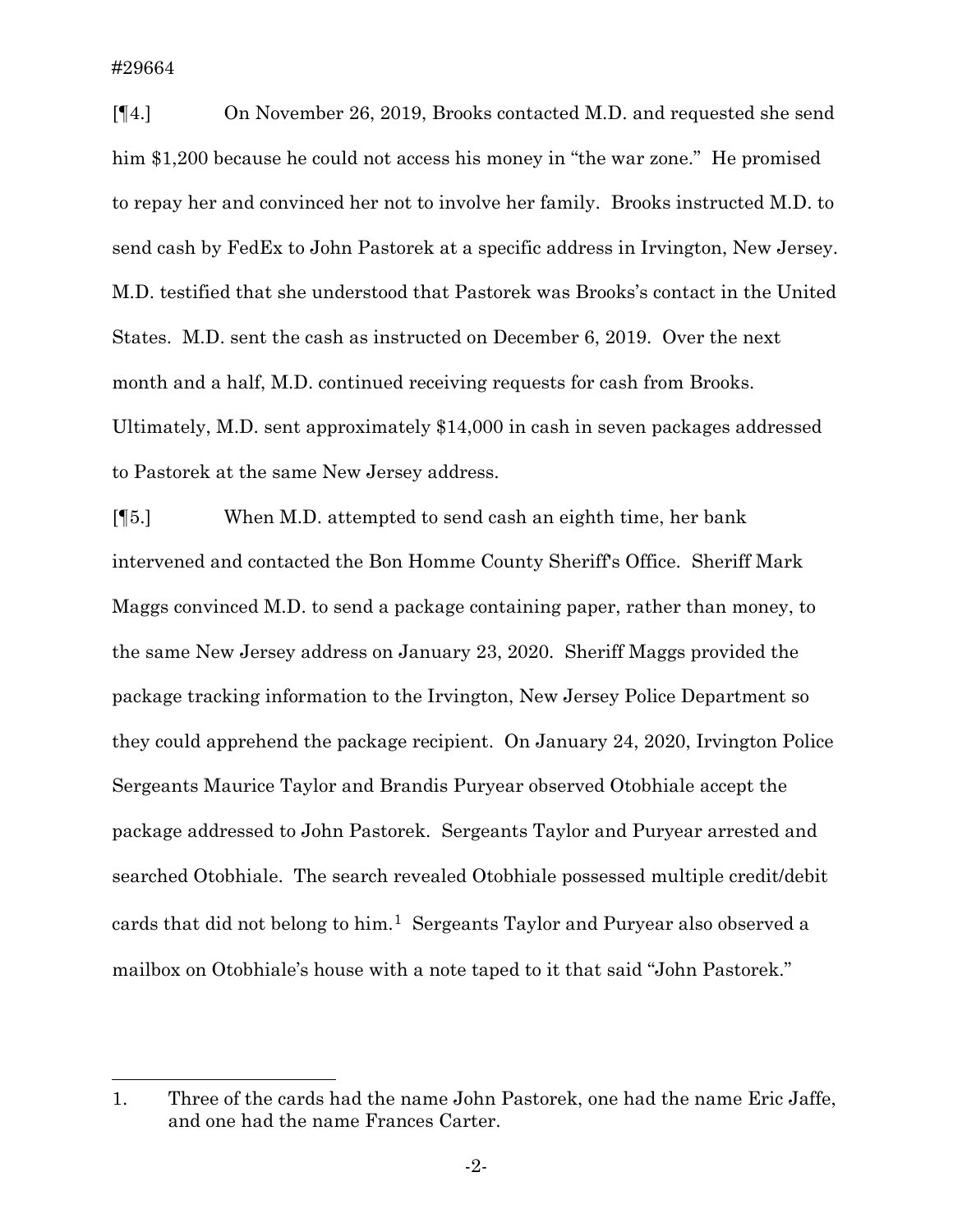[¶4.] On November 26, 2019, Brooks contacted M.D. and requested she send him $1,200 because he could not access his money in "the war zone." He promised to repay her and convinced her not to involve her family. Brooks instructed M.D. to send cash by FedEx to John Pastorek at a specific address in Irvington, New Jersey. M.D. testified that she understood that Pastorek was Brooks's contact in the United States. M.D. sent the cash as instructed on December 6, 2019. Over the next month and a half, M.D. continued receiving requests for cash from Brooks. Ultimately, M.D. sent approximately $14,000 in cash in seven packages addressed to Pastorek at the same New Jersey address.

[¶5.] When M.D. attempted to send cash an eighth time, her bank intervened and contacted the Bon Homme County Sheriff's Office. Sheriff Mark Maggs convinced M.D. to send a package containing paper, rather than money, to the same New Jersey address on January 23, 2020. Sheriff Maggs provided the package tracking information to the Irvington, New Jersey Police Department so they could apprehend the package recipient. On January 24, 2020, Irvington Police Sergeants Maurice Taylor and Brandis Puryear observed Otobhiale accept the package addressed to John Pastorek. Sergeants Taylor and Puryear arrested and searched Otobhiale. The search revealed Otobhiale possessed multiple credit/debit cards that did not belong to him.[1] Sergeants Taylor and Puryear also observed a mailbox on Otobhiale's house with a note taped to it that said "John Pastorek."

---

1. Three of the cards had the name John Pastorek, one had the name Eric Jaffe, and one had the name Frances Carter.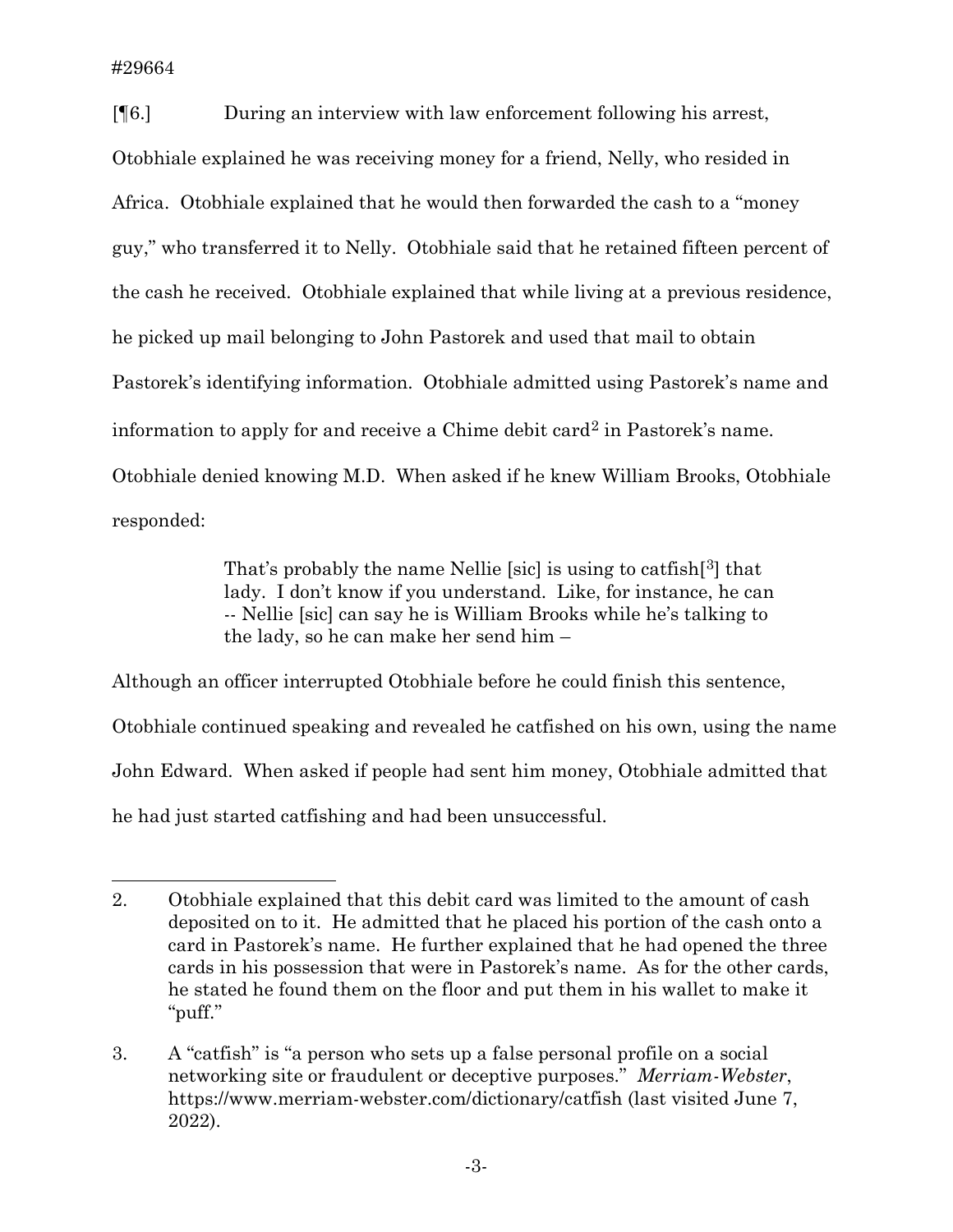[¶6.] During an interview with law enforcement following his arrest, Otobhiale explained he was receiving money for a friend, Nelly, who resided in Africa. Otobhiale explained that he would then forwarded the cash to a "money guy," who transferred it to Nelly. Otobhiale said that he retained fifteen percent of the cash he received. Otobhiale explained that while living at a previous residence, he picked up mail belonging to John Pastorek and used that mail to obtain Pastorek's identifying information. Otobhiale admitted using Pastorek's name and information to apply for and receive a Chime debit card[2] in Pastorek's name. Otobhiale denied knowing M.D. When asked if he knew William Brooks, Otobhiale responded:

> That's probably the name Nellie [sic] is using to catfish[3] that lady. I don't know if you understand. Like, for instance, he can -- Nellie [sic] can say he is William Brooks while he's talking to the lady, so he can make her send him –

Although an officer interrupted Otobhiale before he could finish this sentence, Otobhiale continued speaking and revealed he catfished on his own, using the name John Edward. When asked if people had sent him money, Otobhiale admitted that he had just started catfishing and had been unsuccessful.

---

2. Otobhiale explained that this debit card was limited to the amount of cash deposited on to it. He admitted that he placed his portion of the cash onto a card in Pastorek's name. He further explained that he had opened the three cards in his possession that were in Pastorek's name. As for the other cards, he stated he found them on the floor and put them in his wallet to make it "puff."

3. A "catfish" is "a person who sets up a false personal profile on a social networking site or fraudulent or deceptive purposes." *Merriam-Webster*, https://www.merriam-webster.com/dictionary/catfish (last visited June 7, 2022).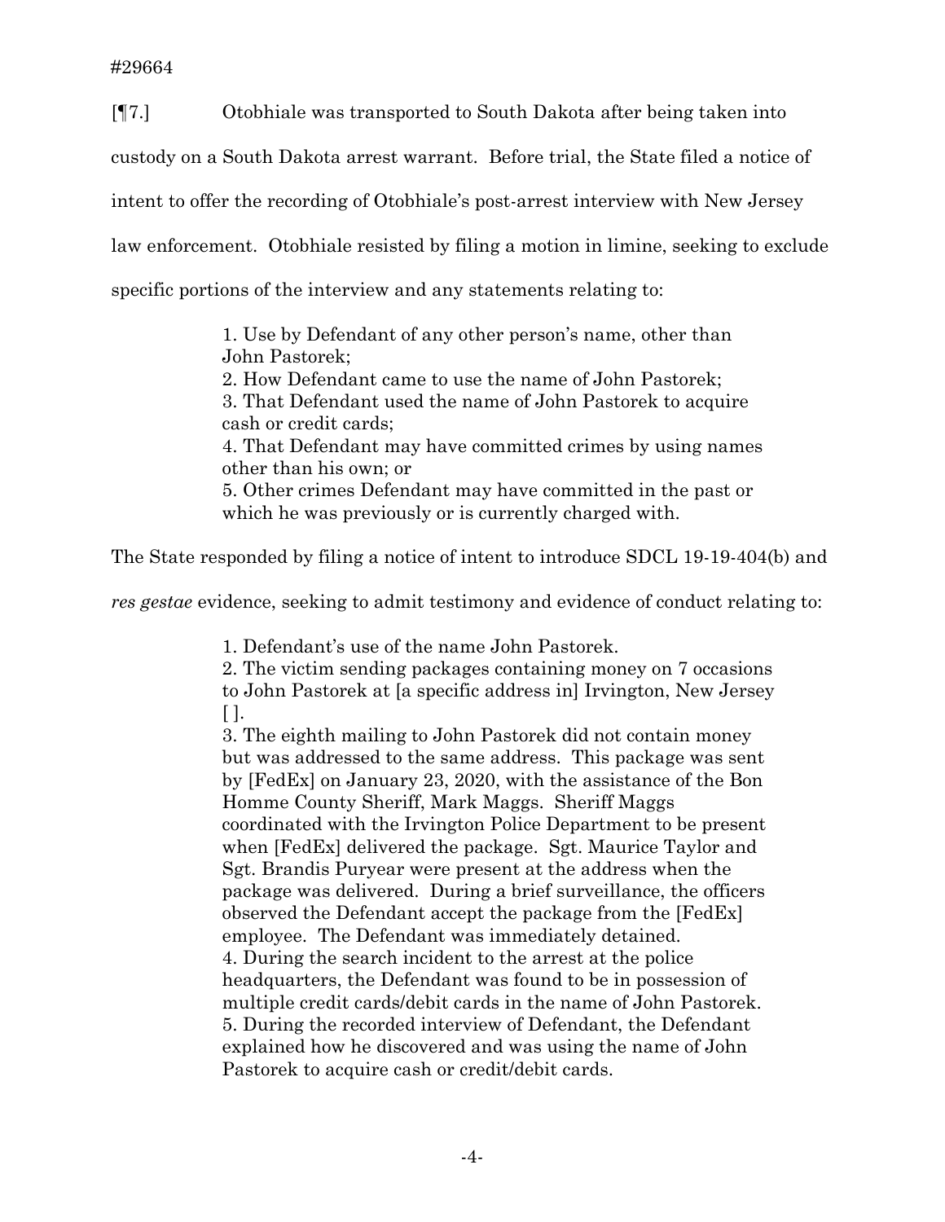[¶7.] Otobhiale was transported to South Dakota after being taken into custody on a South Dakota arrest warrant. Before trial, the State filed a notice of intent to offer the recording of Otobhiale's post-arrest interview with New Jersey law enforcement. Otobhiale resisted by filing a motion in limine, seeking to exclude specific portions of the interview and any statements relating to:

> 1. Use by Defendant of any other person's name, other than John Pastorek;
> 2. How Defendant came to use the name of John Pastorek;
> 3. That Defendant used the name of John Pastorek to acquire cash or credit cards;
> 4. That Defendant may have committed crimes by using names other than his own; or
> 5. Other crimes Defendant may have committed in the past or which he was previously or is currently charged with.

The State responded by filing a notice of intent to introduce SDCL 19-19-404(b) and *res gestae* evidence, seeking to admit testimony and evidence of conduct relating to:

> 1. Defendant's use of the name John Pastorek.
> 2. The victim sending packages containing money on 7 occasions to John Pastorek at [a specific address in] Irvington, New Jersey [ ].
> 3. The eighth mailing to John Pastorek did not contain money but was addressed to the same address. This package was sent by [FedEx] on January 23, 2020, with the assistance of the Bon Homme County Sheriff, Mark Maggs. Sheriff Maggs coordinated with the Irvington Police Department to be present when [FedEx] delivered the package. Sgt. Maurice Taylor and Sgt. Brandis Puryear were present at the address when the package was delivered. During a brief surveillance, the officers observed the Defendant accept the package from the [FedEx] employee. The Defendant was immediately detained.
> 4. During the search incident to the arrest at the police headquarters, the Defendant was found to be in possession of multiple credit cards/debit cards in the name of John Pastorek.
> 5. During the recorded interview of Defendant, the Defendant explained how he discovered and was using the name of John Pastorek to acquire cash or credit/debit cards.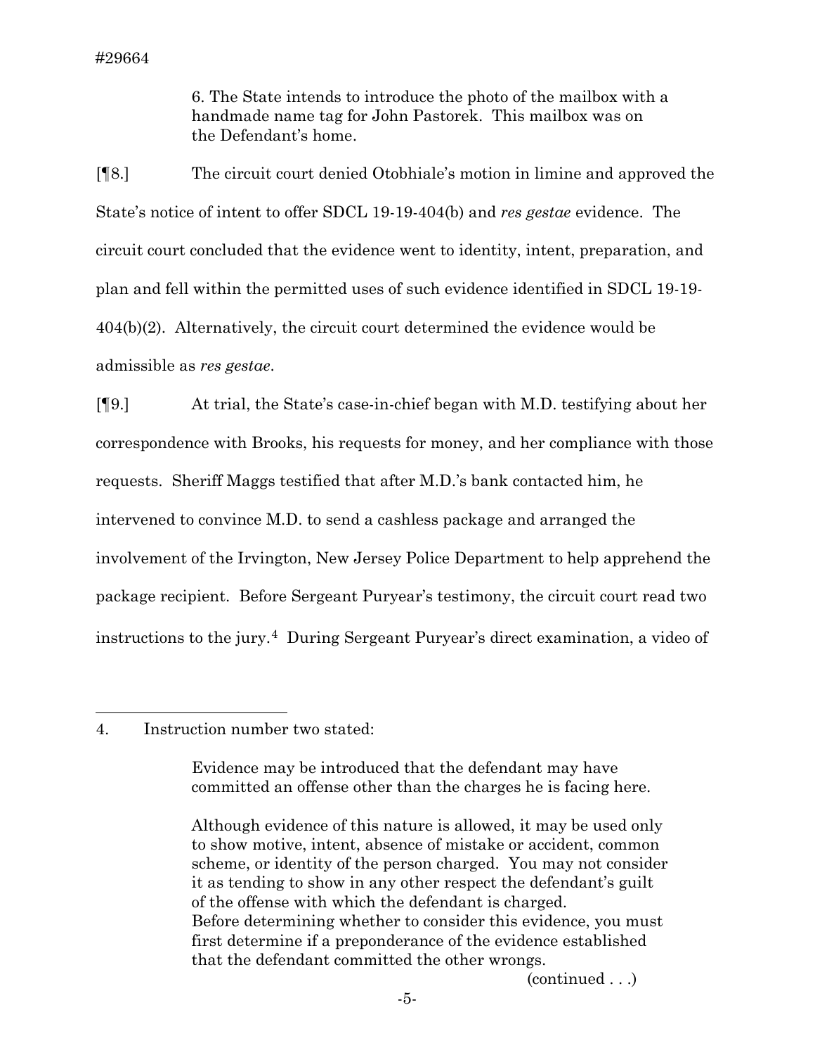> 6. The State intends to introduce the photo of the mailbox with a handmade name tag for John Pastorek. This mailbox was on the Defendant's home.

[¶8.] The circuit court denied Otobhiale's motion in limine and approved the State's notice of intent to offer SDCL 19-19-404(b) and *res gestae* evidence. The circuit court concluded that the evidence went to identity, intent, preparation, and plan and fell within the permitted uses of such evidence identified in SDCL 19-19-404(b)(2). Alternatively, the circuit court determined the evidence would be admissible as *res gestae*.

[¶9.] At trial, the State's case-in-chief began with M.D. testifying about her correspondence with Brooks, his requests for money, and her compliance with those requests. Sheriff Maggs testified that after M.D.'s bank contacted him, he intervened to convince M.D. to send a cashless package and arranged the involvement of the Irvington, New Jersey Police Department to help apprehend the package recipient. Before Sergeant Puryear's testimony, the circuit court read two instructions to the jury.[4] During Sergeant Puryear's direct examination, a video of

---

4. Instruction number two stated:

> Evidence may be introduced that the defendant may have committed an offense other than the charges he is facing here.
>
> Although evidence of this nature is allowed, it may be used only to show motive, intent, absence of mistake or accident, common scheme, or identity of the person charged. You may not consider it as tending to show in any other respect the defendant's guilt of the offense with which the defendant is charged. Before determining whether to consider this evidence, you must first determine if a preponderance of the evidence established that the defendant committed the other wrongs.

(continued . . .)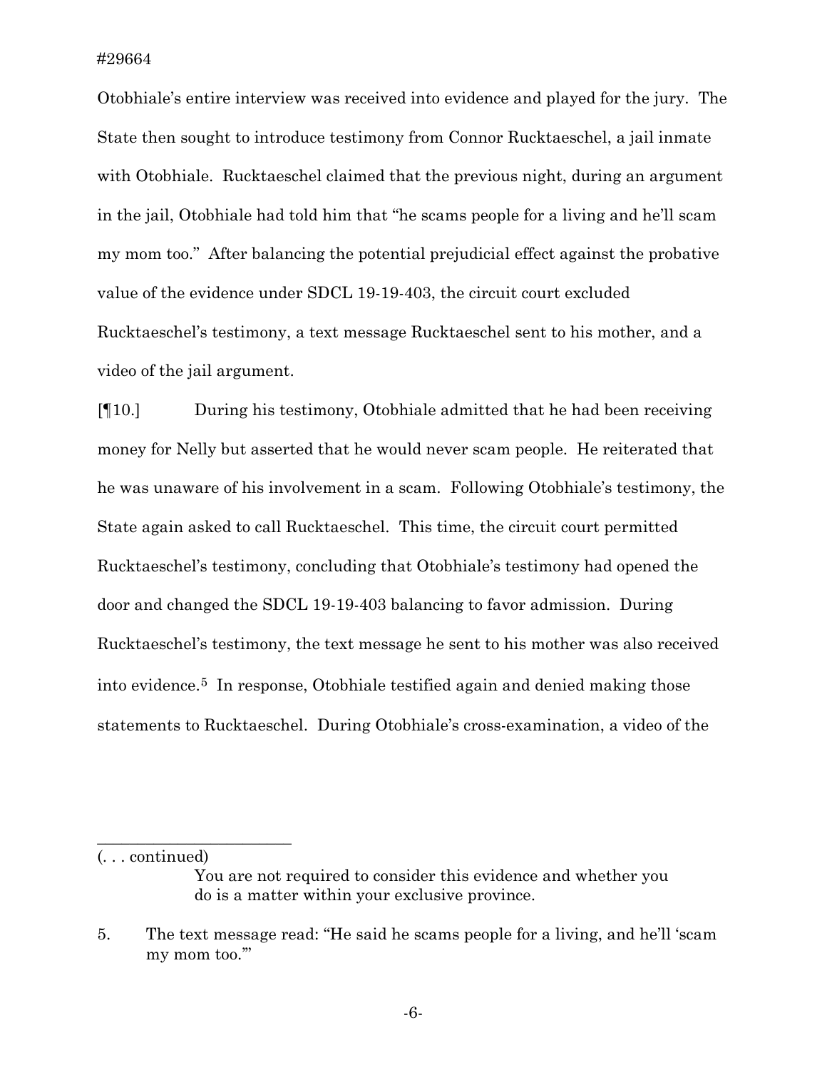Otobhiale's entire interview was received into evidence and played for the jury. The State then sought to introduce testimony from Connor Rucktaeschel, a jail inmate with Otobhiale. Rucktaeschel claimed that the previous night, during an argument in the jail, Otobhiale had told him that "he scams people for a living and he'll scam my mom too." After balancing the potential prejudicial effect against the probative value of the evidence under SDCL 19-19-403, the circuit court excluded Rucktaeschel's testimony, a text message Rucktaeschel sent to his mother, and a video of the jail argument.

[¶10.] During his testimony, Otobhiale admitted that he had been receiving money for Nelly but asserted that he would never scam people. He reiterated that he was unaware of his involvement in a scam. Following Otobhiale's testimony, the State again asked to call Rucktaeschel. This time, the circuit court permitted Rucktaeschel's testimony, concluding that Otobhiale's testimony had opened the door and changed the SDCL 19-19-403 balancing to favor admission. During Rucktaeschel's testimony, the text message he sent to his mother was also received into evidence.[5] In response, Otobhiale testified again and denied making those statements to Rucktaeschel. During Otobhiale's cross-examination, a video of the

---

(. . . continued)

> You are not required to consider this evidence and whether you do is a matter within your exclusive province.

5. The text message read: "He said he scams people for a living, and he'll 'scam my mom too.'"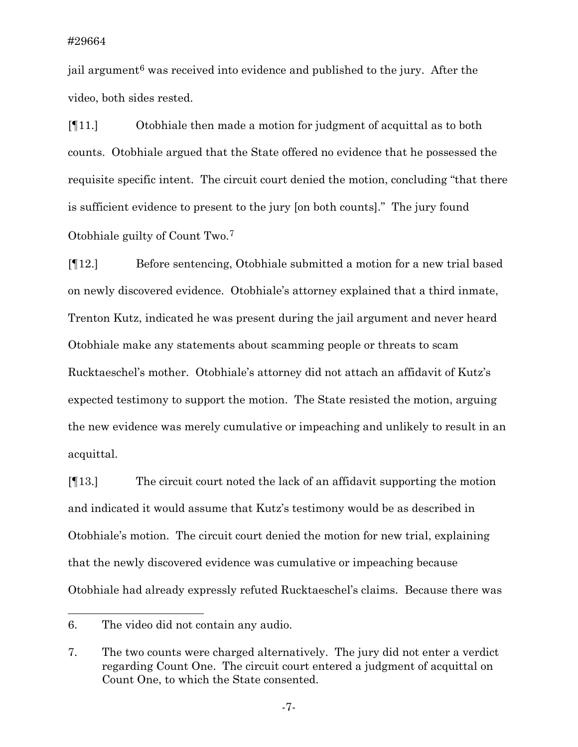jail argument[6] was received into evidence and published to the jury. After the video, both sides rested.

[¶11.] Otobhiale then made a motion for judgment of acquittal as to both counts. Otobhiale argued that the State offered no evidence that he possessed the requisite specific intent. The circuit court denied the motion, concluding "that there is sufficient evidence to present to the jury [on both counts]." The jury found Otobhiale guilty of Count Two.[7]

[¶12.] Before sentencing, Otobhiale submitted a motion for a new trial based on newly discovered evidence. Otobhiale's attorney explained that a third inmate, Trenton Kutz, indicated he was present during the jail argument and never heard Otobhiale make any statements about scamming people or threats to scam Rucktaeschel's mother. Otobhiale's attorney did not attach an affidavit of Kutz's expected testimony to support the motion. The State resisted the motion, arguing the new evidence was merely cumulative or impeaching and unlikely to result in an acquittal.

[¶13.] The circuit court noted the lack of an affidavit supporting the motion and indicated it would assume that Kutz's testimony would be as described in Otobhiale's motion. The circuit court denied the motion for new trial, explaining that the newly discovered evidence was cumulative or impeaching because Otobhiale had already expressly refuted Rucktaeschel's claims. Because there was

---

6. The video did not contain any audio.

7. The two counts were charged alternatively. The jury did not enter a verdict regarding Count One. The circuit court entered a judgment of acquittal on Count One, to which the State consented.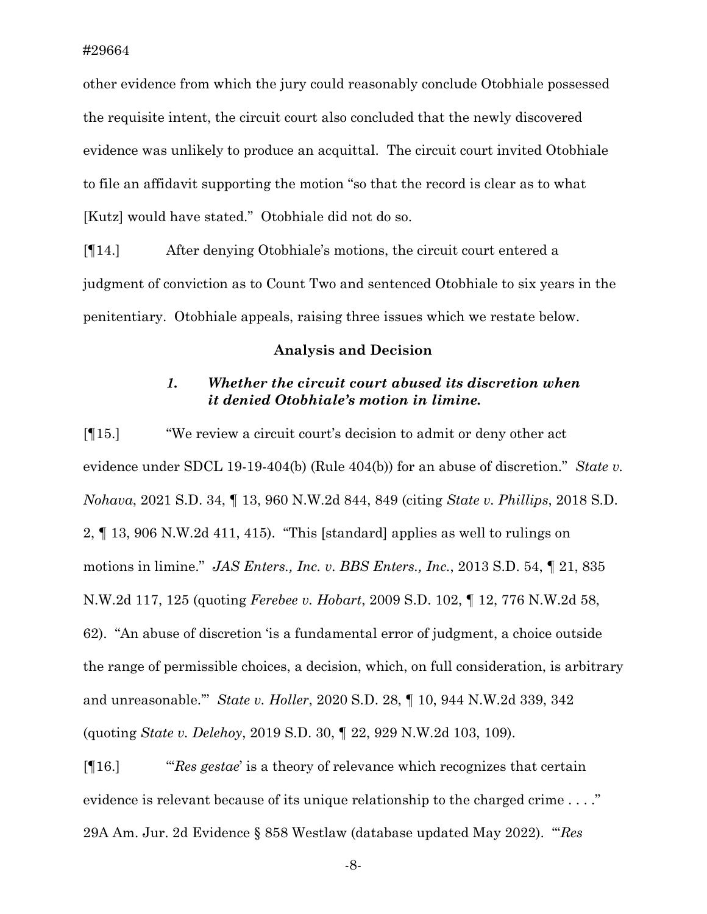other evidence from which the jury could reasonably conclude Otobhiale possessed the requisite intent, the circuit court also concluded that the newly discovered evidence was unlikely to produce an acquittal. The circuit court invited Otobhiale to file an affidavit supporting the motion "so that the record is clear as to what [Kutz] would have stated." Otobhiale did not do so.

[¶14.] After denying Otobhiale's motions, the circuit court entered a judgment of conviction as to Count Two and sentenced Otobhiale to six years in the penitentiary. Otobhiale appeals, raising three issues which we restate below.

## Analysis and Decision

### *1. Whether the circuit court abused its discretion when it denied Otobhiale's motion in limine.*

[¶15.] "We review a circuit court's decision to admit or deny other act evidence under SDCL 19-19-404(b) (Rule 404(b)) for an abuse of discretion." *State v. Nohava*, 2021 S.D. 34, ¶ 13, 960 N.W.2d 844, 849 (citing *State v. Phillips*, 2018 S.D. 2, ¶ 13, 906 N.W.2d 411, 415). "This [standard] applies as well to rulings on motions in limine." *JAS Enters., Inc. v. BBS Enters., Inc.*, 2013 S.D. 54, ¶ 21, 835 N.W.2d 117, 125 (quoting *Ferebee v. Hobart*, 2009 S.D. 102, ¶ 12, 776 N.W.2d 58, 62). "An abuse of discretion 'is a fundamental error of judgment, a choice outside the range of permissible choices, a decision, which, on full consideration, is arbitrary and unreasonable.'" *State v. Holler*, 2020 S.D. 28, ¶ 10, 944 N.W.2d 339, 342 (quoting *State v. Delehoy*, 2019 S.D. 30, ¶ 22, 929 N.W.2d 103, 109).

[¶16.] "'*Res gestae*' is a theory of relevance which recognizes that certain evidence is relevant because of its unique relationship to the charged crime . . . ." 29A Am. Jur. 2d Evidence § 858 Westlaw (database updated May 2022). "'*Res*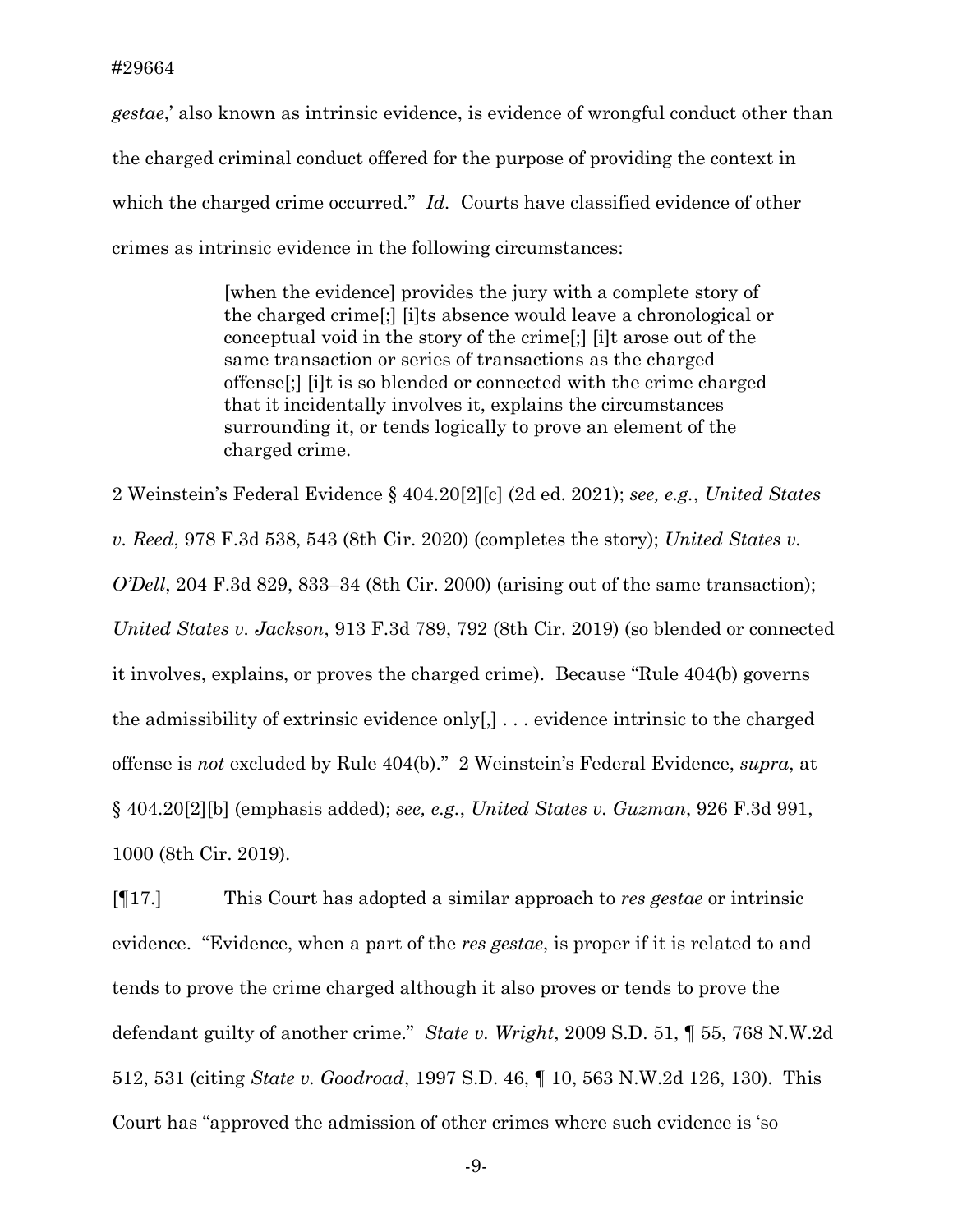*gestae*,' also known as intrinsic evidence, is evidence of wrongful conduct other than the charged criminal conduct offered for the purpose of providing the context in which the charged crime occurred." *Id.* Courts have classified evidence of other crimes as intrinsic evidence in the following circumstances:

> [when the evidence] provides the jury with a complete story of the charged crime[;] [i]ts absence would leave a chronological or conceptual void in the story of the crime[;] [i]t arose out of the same transaction or series of transactions as the charged offense[;] [i]t is so blended or connected with the crime charged that it incidentally involves it, explains the circumstances surrounding it, or tends logically to prove an element of the charged crime.

2 Weinstein's Federal Evidence § 404.20[2][c] (2d ed. 2021); *see, e.g.*, *United States v. Reed*, 978 F.3d 538, 543 (8th Cir. 2020) (completes the story); *United States v. O'Dell*, 204 F.3d 829, 833–34 (8th Cir. 2000) (arising out of the same transaction); *United States v. Jackson*, 913 F.3d 789, 792 (8th Cir. 2019) (so blended or connected it involves, explains, or proves the charged crime). Because "Rule 404(b) governs the admissibility of extrinsic evidence only[,] . . . evidence intrinsic to the charged offense is *not* excluded by Rule 404(b)." 2 Weinstein's Federal Evidence, *supra*, at § 404.20[2][b] (emphasis added); *see, e.g.*, *United States v. Guzman*, 926 F.3d 991, 1000 (8th Cir. 2019).

[¶17.] This Court has adopted a similar approach to *res gestae* or intrinsic evidence. "Evidence, when a part of the *res gestae*, is proper if it is related to and tends to prove the crime charged although it also proves or tends to prove the defendant guilty of another crime." *State v. Wright*, 2009 S.D. 51, ¶ 55, 768 N.W.2d 512, 531 (citing *State v. Goodroad*, 1997 S.D. 46, ¶ 10, 563 N.W.2d 126, 130). This Court has "approved the admission of other crimes where such evidence is 'so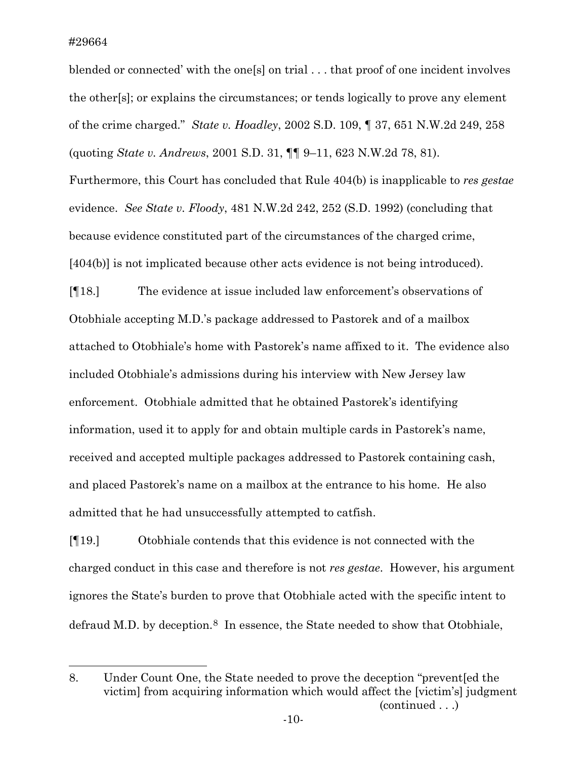blended or connected' with the one[s] on trial . . . that proof of one incident involves the other[s]; or explains the circumstances; or tends logically to prove any element of the crime charged." *State v. Hoadley*, 2002 S.D. 109, ¶ 37, 651 N.W.2d 249, 258 (quoting *State v. Andrews*, 2001 S.D. 31, ¶¶ 9–11, 623 N.W.2d 78, 81). Furthermore, this Court has concluded that Rule 404(b) is inapplicable to *res gestae* evidence. *See State v. Floody*, 481 N.W.2d 242, 252 (S.D. 1992) (concluding that because evidence constituted part of the circumstances of the charged crime, [404(b)] is not implicated because other acts evidence is not being introduced).

[¶18.] The evidence at issue included law enforcement's observations of Otobhiale accepting M.D.'s package addressed to Pastorek and of a mailbox attached to Otobhiale's home with Pastorek's name affixed to it. The evidence also included Otobhiale's admissions during his interview with New Jersey law enforcement. Otobhiale admitted that he obtained Pastorek's identifying information, used it to apply for and obtain multiple cards in Pastorek's name, received and accepted multiple packages addressed to Pastorek containing cash, and placed Pastorek's name on a mailbox at the entrance to his home. He also admitted that he had unsuccessfully attempted to catfish.

[¶19.] Otobhiale contends that this evidence is not connected with the charged conduct in this case and therefore is not *res gestae*. However, his argument ignores the State's burden to prove that Otobhiale acted with the specific intent to defraud M.D. by deception.[8] In essence, the State needed to show that Otobhiale,

8. Under Count One, the State needed to prove the deception "prevent[ed the victim] from acquiring information which would affect the [victim's] judgment (continued . . .)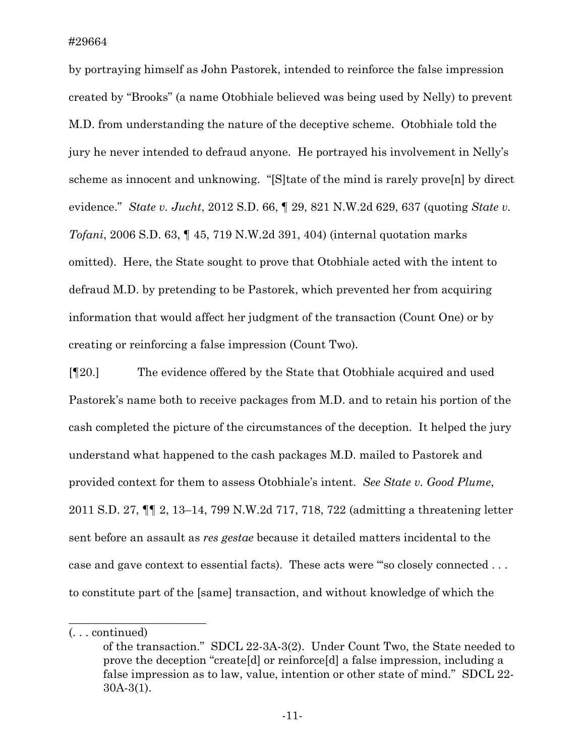by portraying himself as John Pastorek, intended to reinforce the false impression created by "Brooks" (a name Otobhiale believed was being used by Nelly) to prevent M.D. from understanding the nature of the deceptive scheme. Otobhiale told the jury he never intended to defraud anyone. He portrayed his involvement in Nelly's scheme as innocent and unknowing. "[S]tate of the mind is rarely prove[n] by direct evidence." *State v. Jucht*, 2012 S.D. 66, ¶ 29, 821 N.W.2d 629, 637 (quoting *State v. Tofani*, 2006 S.D. 63, ¶ 45, 719 N.W.2d 391, 404) (internal quotation marks omitted). Here, the State sought to prove that Otobhiale acted with the intent to defraud M.D. by pretending to be Pastorek, which prevented her from acquiring information that would affect her judgment of the transaction (Count One) or by creating or reinforcing a false impression (Count Two).

[¶20.] The evidence offered by the State that Otobhiale acquired and used Pastorek's name both to receive packages from M.D. and to retain his portion of the cash completed the picture of the circumstances of the deception. It helped the jury understand what happened to the cash packages M.D. mailed to Pastorek and provided context for them to assess Otobhiale's intent. *See State v. Good Plume*, 2011 S.D. 27, ¶¶ 2, 13–14, 799 N.W.2d 717, 718, 722 (admitting a threatening letter sent before an assault as *res gestae* because it detailed matters incidental to the case and gave context to essential facts). These acts were "'so closely connected . . . to constitute part of the [same] transaction, and without knowledge of which the

---

(. . . continued)

of the transaction." SDCL 22-3A-3(2). Under Count Two, the State needed to prove the deception "create[d] or reinforce[d] a false impression, including a false impression as to law, value, intention or other state of mind." SDCL 22-30A-3(1).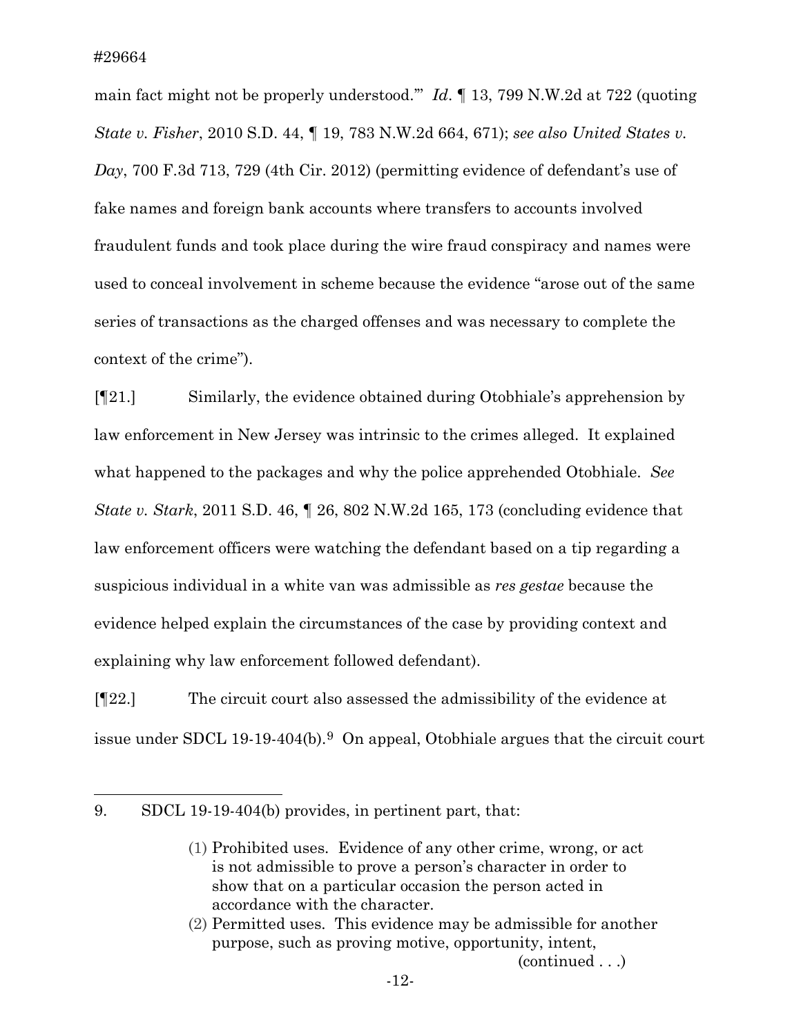main fact might not be properly understood.'" *Id*. ¶ 13, 799 N.W.2d at 722 (quoting *State v. Fisher*, 2010 S.D. 44, ¶ 19, 783 N.W.2d 664, 671); *see also United States v. Day*, 700 F.3d 713, 729 (4th Cir. 2012) (permitting evidence of defendant's use of fake names and foreign bank accounts where transfers to accounts involved fraudulent funds and took place during the wire fraud conspiracy and names were used to conceal involvement in scheme because the evidence "arose out of the same series of transactions as the charged offenses and was necessary to complete the context of the crime").

[¶21.] Similarly, the evidence obtained during Otobhiale's apprehension by law enforcement in New Jersey was intrinsic to the crimes alleged. It explained what happened to the packages and why the police apprehended Otobhiale. *See State v. Stark*, 2011 S.D. 46, ¶ 26, 802 N.W.2d 165, 173 (concluding evidence that law enforcement officers were watching the defendant based on a tip regarding a suspicious individual in a white van was admissible as *res gestae* because the evidence helped explain the circumstances of the case by providing context and explaining why law enforcement followed defendant).

[¶22.] The circuit court also assessed the admissibility of the evidence at issue under SDCL 19-19-404(b).[9] On appeal, Otobhiale argues that the circuit court

---

9. SDCL 19-19-404(b) provides, in pertinent part, that:

> (1) Prohibited uses. Evidence of any other crime, wrong, or act is not admissible to prove a person's character in order to show that on a particular occasion the person acted in accordance with the character.
>
> (2) Permitted uses. This evidence may be admissible for another purpose, such as proving motive, opportunity, intent,

(continued . . .)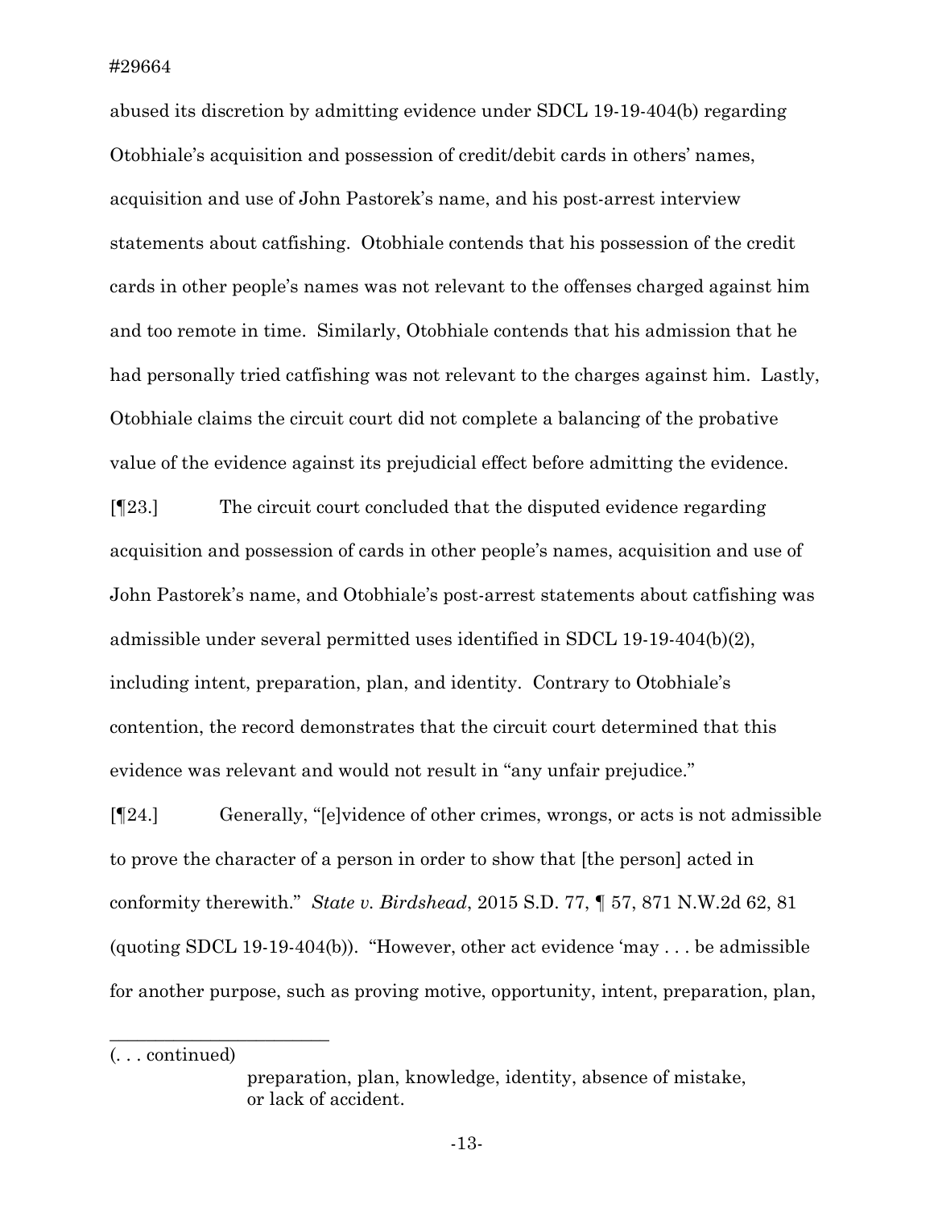abused its discretion by admitting evidence under SDCL 19-19-404(b) regarding Otobhiale's acquisition and possession of credit/debit cards in others' names, acquisition and use of John Pastorek's name, and his post-arrest interview statements about catfishing. Otobhiale contends that his possession of the credit cards in other people's names was not relevant to the offenses charged against him and too remote in time. Similarly, Otobhiale contends that his admission that he had personally tried catfishing was not relevant to the charges against him. Lastly, Otobhiale claims the circuit court did not complete a balancing of the probative value of the evidence against its prejudicial effect before admitting the evidence.

[¶23.] The circuit court concluded that the disputed evidence regarding acquisition and possession of cards in other people's names, acquisition and use of John Pastorek's name, and Otobhiale's post-arrest statements about catfishing was admissible under several permitted uses identified in SDCL 19-19-404(b)(2), including intent, preparation, plan, and identity. Contrary to Otobhiale's contention, the record demonstrates that the circuit court determined that this evidence was relevant and would not result in "any unfair prejudice."

[¶24.] Generally, "[e]vidence of other crimes, wrongs, or acts is not admissible to prove the character of a person in order to show that [the person] acted in conformity therewith." *State v. Birdshead*, 2015 S.D. 77, ¶ 57, 871 N.W.2d 62, 81 (quoting SDCL 19-19-404(b)). "However, other act evidence 'may . . . be admissible for another purpose, such as proving motive, opportunity, intent, preparation, plan,

---

(. . . continued)

> preparation, plan, knowledge, identity, absence of mistake, or lack of accident.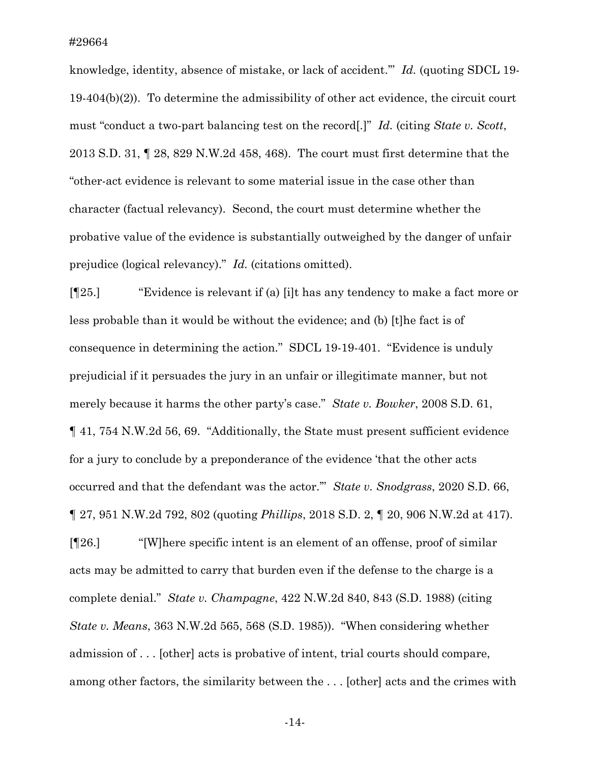knowledge, identity, absence of mistake, or lack of accident.'" *Id.* (quoting SDCL 19-19-404(b)(2)). To determine the admissibility of other act evidence, the circuit court must "conduct a two-part balancing test on the record[.]" *Id.* (citing *State v. Scott*, 2013 S.D. 31, ¶ 28, 829 N.W.2d 458, 468). The court must first determine that the "other-act evidence is relevant to some material issue in the case other than character (factual relevancy). Second, the court must determine whether the probative value of the evidence is substantially outweighed by the danger of unfair prejudice (logical relevancy)." *Id.* (citations omitted).

[¶25.] "Evidence is relevant if (a) [i]t has any tendency to make a fact more or less probable than it would be without the evidence; and (b) [t]he fact is of consequence in determining the action." SDCL 19-19-401. "Evidence is unduly prejudicial if it persuades the jury in an unfair or illegitimate manner, but not merely because it harms the other party's case." *State v. Bowker*, 2008 S.D. 61, ¶ 41, 754 N.W.2d 56, 69. "Additionally, the State must present sufficient evidence for a jury to conclude by a preponderance of the evidence 'that the other acts occurred and that the defendant was the actor.'" *State v. Snodgrass*, 2020 S.D. 66, ¶ 27, 951 N.W.2d 792, 802 (quoting *Phillips*, 2018 S.D. 2, ¶ 20, 906 N.W.2d at 417).

[¶26.] "[W]here specific intent is an element of an offense, proof of similar acts may be admitted to carry that burden even if the defense to the charge is a complete denial." *State v. Champagne*, 422 N.W.2d 840, 843 (S.D. 1988) (citing *State v. Means*, 363 N.W.2d 565, 568 (S.D. 1985)). "When considering whether admission of . . . [other] acts is probative of intent, trial courts should compare, among other factors, the similarity between the . . . [other] acts and the crimes with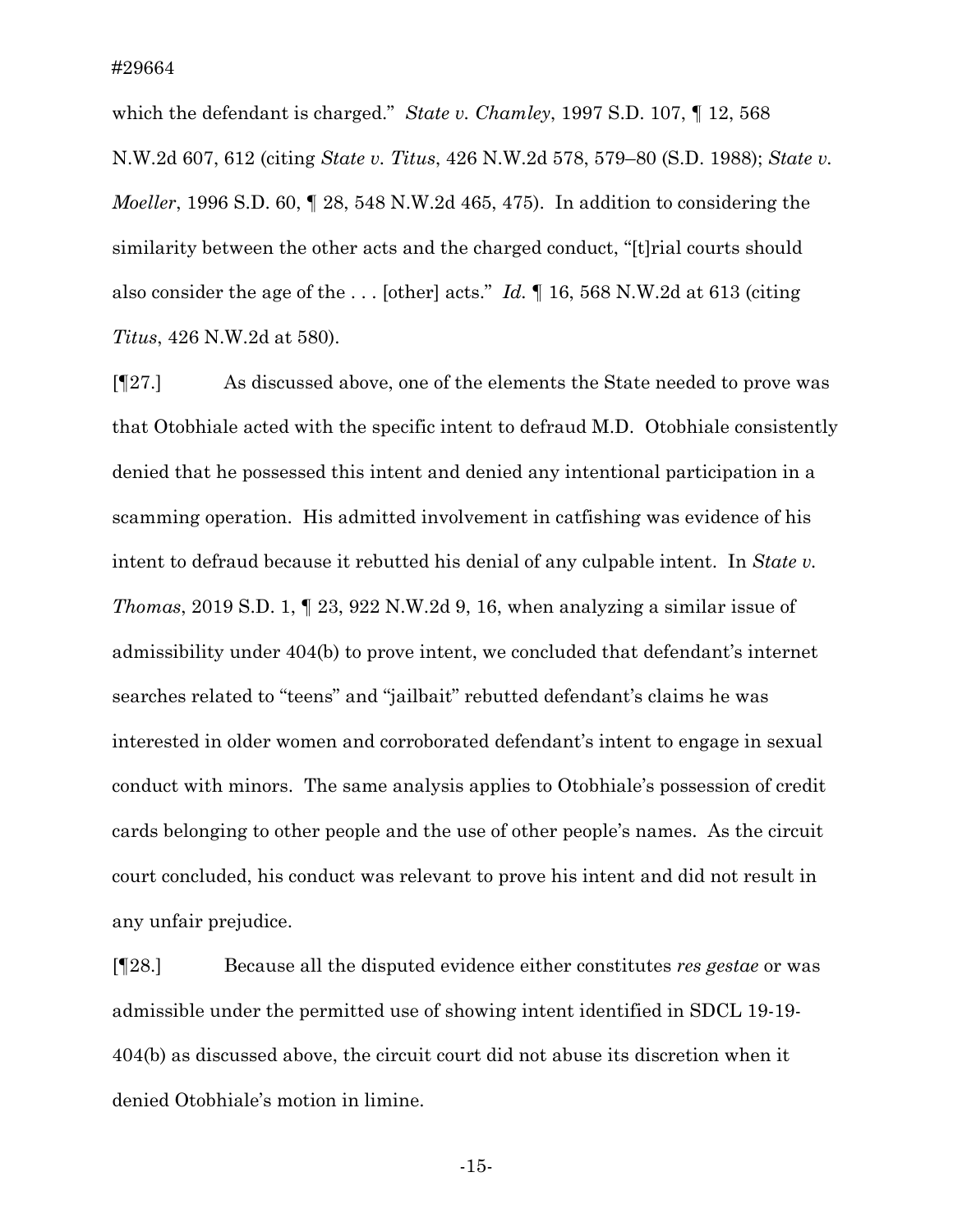which the defendant is charged." *State v. Chamley*, 1997 S.D. 107, ¶ 12, 568 N.W.2d 607, 612 (citing *State v. Titus*, 426 N.W.2d 578, 579–80 (S.D. 1988); *State v. Moeller*, 1996 S.D. 60, ¶ 28, 548 N.W.2d 465, 475). In addition to considering the similarity between the other acts and the charged conduct, "[t]rial courts should also consider the age of the . . . [other] acts." *Id.* ¶ 16, 568 N.W.2d at 613 (citing *Titus*, 426 N.W.2d at 580).

[¶27.] As discussed above, one of the elements the State needed to prove was that Otobhiale acted with the specific intent to defraud M.D. Otobhiale consistently denied that he possessed this intent and denied any intentional participation in a scamming operation. His admitted involvement in catfishing was evidence of his intent to defraud because it rebutted his denial of any culpable intent. In *State v. Thomas*, 2019 S.D. 1, ¶ 23, 922 N.W.2d 9, 16, when analyzing a similar issue of admissibility under 404(b) to prove intent, we concluded that defendant's internet searches related to "teens" and "jailbait" rebutted defendant's claims he was interested in older women and corroborated defendant's intent to engage in sexual conduct with minors. The same analysis applies to Otobhiale's possession of credit cards belonging to other people and the use of other people's names. As the circuit court concluded, his conduct was relevant to prove his intent and did not result in any unfair prejudice.

[¶28.] Because all the disputed evidence either constitutes *res gestae* or was admissible under the permitted use of showing intent identified in SDCL 19-19-404(b) as discussed above, the circuit court did not abuse its discretion when it denied Otobhiale's motion in limine.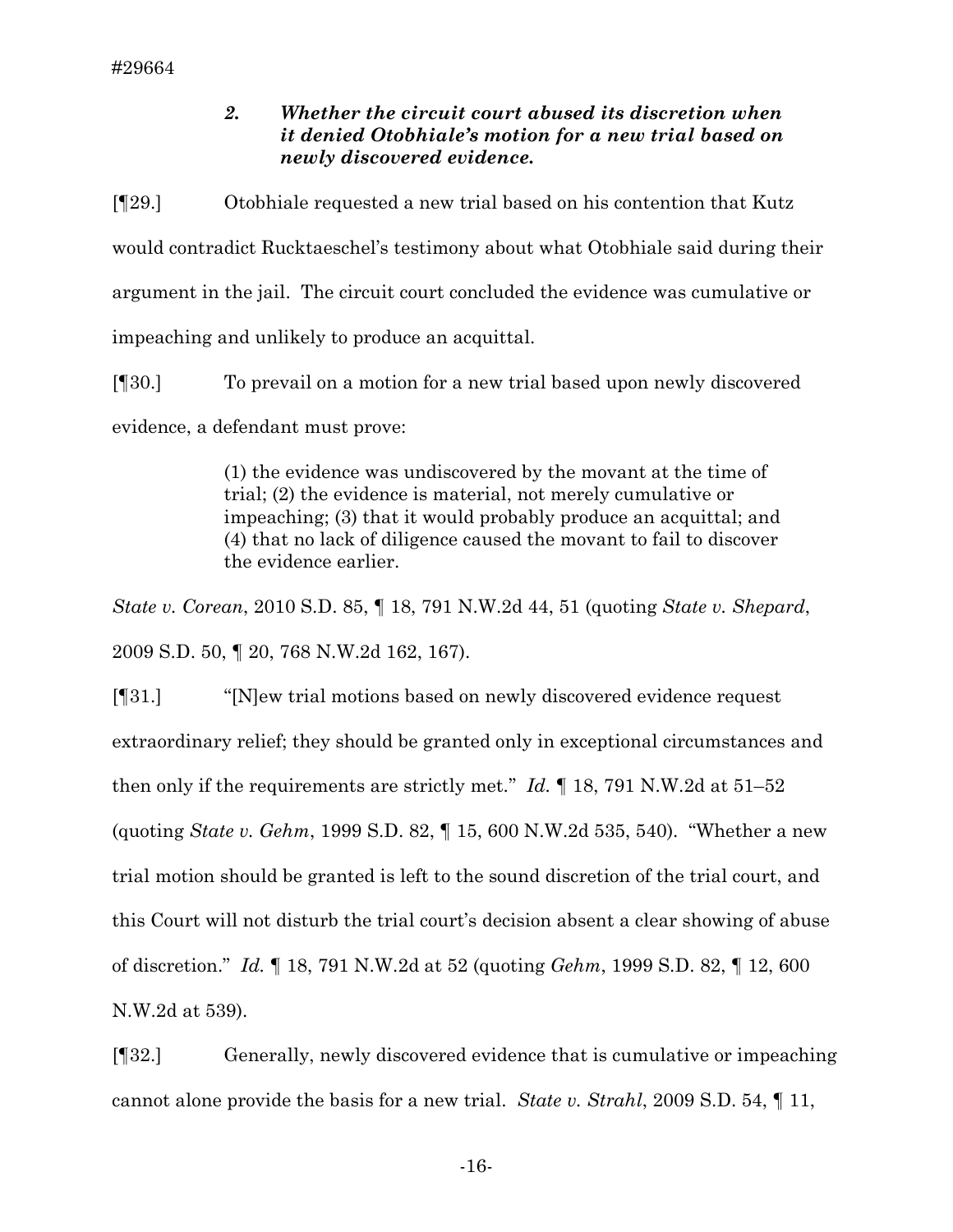### *2. Whether the circuit court abused its discretion when it denied Otobhiale's motion for a new trial based on newly discovered evidence.*

[¶29.] Otobhiale requested a new trial based on his contention that Kutz would contradict Rucktaeschel's testimony about what Otobhiale said during their argument in the jail. The circuit court concluded the evidence was cumulative or impeaching and unlikely to produce an acquittal.

[¶30.] To prevail on a motion for a new trial based upon newly discovered evidence, a defendant must prove:

> (1) the evidence was undiscovered by the movant at the time of trial; (2) the evidence is material, not merely cumulative or impeaching; (3) that it would probably produce an acquittal; and (4) that no lack of diligence caused the movant to fail to discover the evidence earlier.

*State v. Corean*, 2010 S.D. 85, ¶ 18, 791 N.W.2d 44, 51 (quoting *State v. Shepard*, 2009 S.D. 50, ¶ 20, 768 N.W.2d 162, 167).

[¶31.] "[N]ew trial motions based on newly discovered evidence request extraordinary relief; they should be granted only in exceptional circumstances and then only if the requirements are strictly met." *Id.* ¶ 18, 791 N.W.2d at 51–52 (quoting *State v. Gehm*, 1999 S.D. 82, ¶ 15, 600 N.W.2d 535, 540). "Whether a new trial motion should be granted is left to the sound discretion of the trial court, and this Court will not disturb the trial court's decision absent a clear showing of abuse of discretion." *Id.* ¶ 18, 791 N.W.2d at 52 (quoting *Gehm*, 1999 S.D. 82, ¶ 12, 600 N.W.2d at 539).

[¶32.] Generally, newly discovered evidence that is cumulative or impeaching cannot alone provide the basis for a new trial. *State v. Strahl*, 2009 S.D. 54, ¶ 11,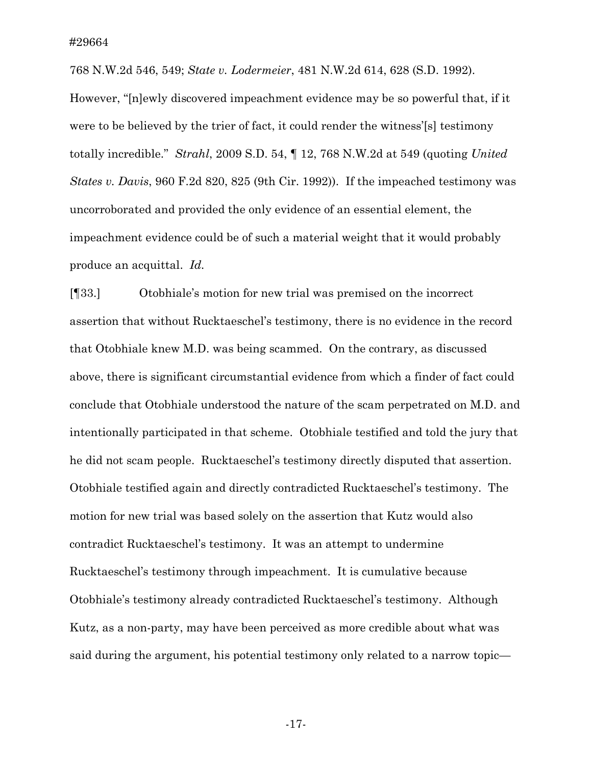768 N.W.2d 546, 549; *State v. Lodermeier*, 481 N.W.2d 614, 628 (S.D. 1992). However, "[n]ewly discovered impeachment evidence may be so powerful that, if it were to be believed by the trier of fact, it could render the witness'[s] testimony totally incredible." *Strahl*, 2009 S.D. 54, ¶ 12, 768 N.W.2d at 549 (quoting *United States v. Davis*, 960 F.2d 820, 825 (9th Cir. 1992)). If the impeached testimony was uncorroborated and provided the only evidence of an essential element, the impeachment evidence could be of such a material weight that it would probably produce an acquittal. *Id.*

[¶33.] Otobhiale's motion for new trial was premised on the incorrect assertion that without Rucktaeschel's testimony, there is no evidence in the record that Otobhiale knew M.D. was being scammed. On the contrary, as discussed above, there is significant circumstantial evidence from which a finder of fact could conclude that Otobhiale understood the nature of the scam perpetrated on M.D. and intentionally participated in that scheme. Otobhiale testified and told the jury that he did not scam people. Rucktaeschel's testimony directly disputed that assertion. Otobhiale testified again and directly contradicted Rucktaeschel's testimony. The motion for new trial was based solely on the assertion that Kutz would also contradict Rucktaeschel's testimony. It was an attempt to undermine Rucktaeschel's testimony through impeachment. It is cumulative because Otobhiale's testimony already contradicted Rucktaeschel's testimony. Although Kutz, as a non-party, may have been perceived as more credible about what was said during the argument, his potential testimony only related to a narrow topic—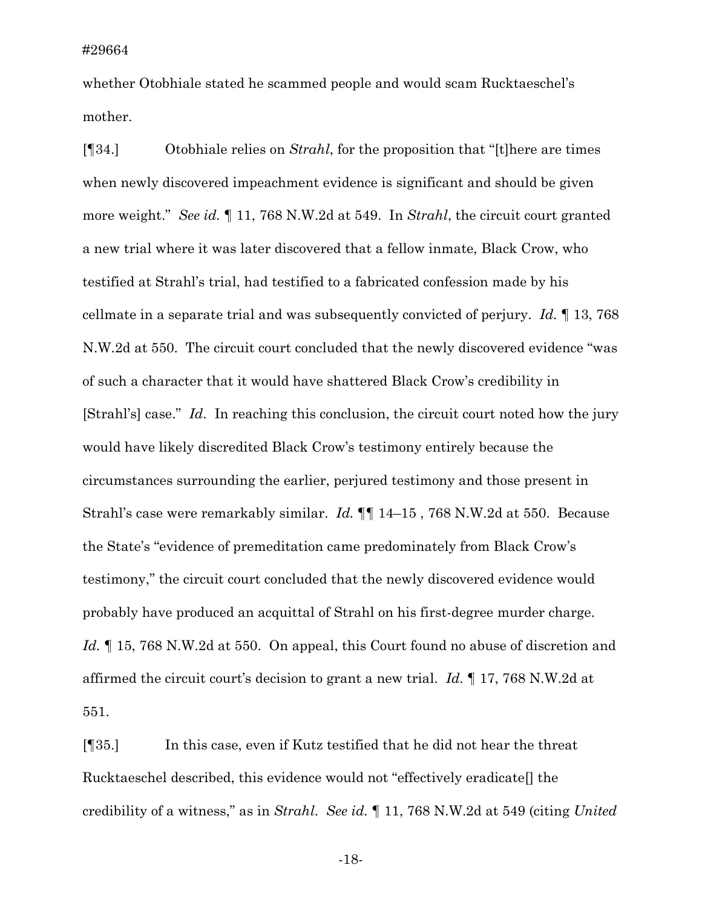whether Otobhiale stated he scammed people and would scam Rucktaeschel's mother.

[¶34.] Otobhiale relies on *Strahl*, for the proposition that "[t]here are times when newly discovered impeachment evidence is significant and should be given more weight." *See id.* ¶ 11, 768 N.W.2d at 549. In *Strahl*, the circuit court granted a new trial where it was later discovered that a fellow inmate, Black Crow, who testified at Strahl's trial, had testified to a fabricated confession made by his cellmate in a separate trial and was subsequently convicted of perjury. *Id.* ¶ 13, 768 N.W.2d at 550. The circuit court concluded that the newly discovered evidence "was of such a character that it would have shattered Black Crow's credibility in [Strahl's] case." *Id*. In reaching this conclusion, the circuit court noted how the jury would have likely discredited Black Crow's testimony entirely because the circumstances surrounding the earlier, perjured testimony and those present in Strahl's case were remarkably similar. *Id.* ¶¶ 14–15 , 768 N.W.2d at 550. Because the State's "evidence of premeditation came predominately from Black Crow's testimony," the circuit court concluded that the newly discovered evidence would probably have produced an acquittal of Strahl on his first-degree murder charge. *Id.* ¶ 15, 768 N.W.2d at 550. On appeal, this Court found no abuse of discretion and affirmed the circuit court's decision to grant a new trial. *Id.* ¶ 17, 768 N.W.2d at 551.

[¶35.] In this case, even if Kutz testified that he did not hear the threat Rucktaeschel described, this evidence would not "effectively eradicate[] the credibility of a witness," as in *Strahl*. *See id.* ¶ 11, 768 N.W.2d at 549 (citing *United*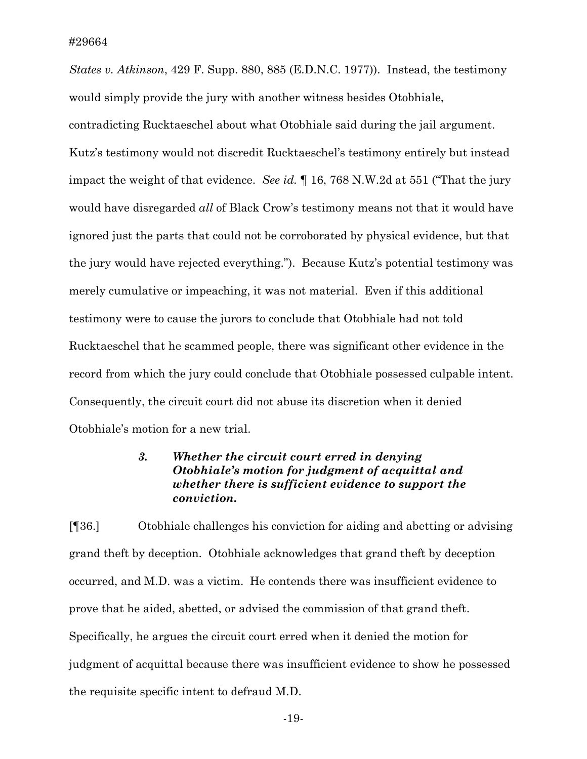*States v. Atkinson*, 429 F. Supp. 880, 885 (E.D.N.C. 1977)). Instead, the testimony would simply provide the jury with another witness besides Otobhiale, contradicting Rucktaeschel about what Otobhiale said during the jail argument. Kutz's testimony would not discredit Rucktaeschel's testimony entirely but instead impact the weight of that evidence. *See id.* ¶ 16, 768 N.W.2d at 551 ("That the jury would have disregarded *all* of Black Crow's testimony means not that it would have ignored just the parts that could not be corroborated by physical evidence, but that the jury would have rejected everything."). Because Kutz's potential testimony was merely cumulative or impeaching, it was not material. Even if this additional testimony were to cause the jurors to conclude that Otobhiale had not told Rucktaeschel that he scammed people, there was significant other evidence in the record from which the jury could conclude that Otobhiale possessed culpable intent. Consequently, the circuit court did not abuse its discretion when it denied Otobhiale's motion for a new trial.

### *3. Whether the circuit court erred in denying Otobhiale's motion for judgment of acquittal and whether there is sufficient evidence to support the conviction.*

[¶36.] Otobhiale challenges his conviction for aiding and abetting or advising grand theft by deception. Otobhiale acknowledges that grand theft by deception occurred, and M.D. was a victim. He contends there was insufficient evidence to prove that he aided, abetted, or advised the commission of that grand theft. Specifically, he argues the circuit court erred when it denied the motion for judgment of acquittal because there was insufficient evidence to show he possessed the requisite specific intent to defraud M.D.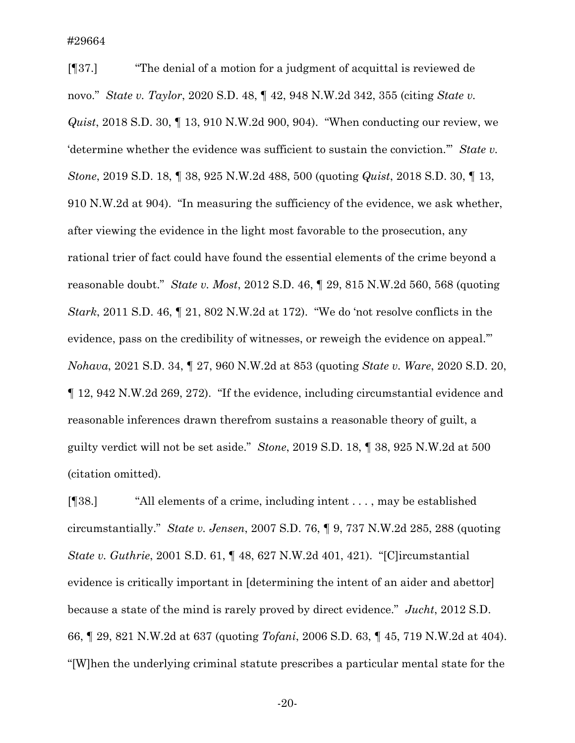[¶37.] "The denial of a motion for a judgment of acquittal is reviewed de novo." *State v. Taylor*, 2020 S.D. 48, ¶ 42, 948 N.W.2d 342, 355 (citing *State v. Quist*, 2018 S.D. 30, ¶ 13, 910 N.W.2d 900, 904). "When conducting our review, we 'determine whether the evidence was sufficient to sustain the conviction.'" *State v. Stone*, 2019 S.D. 18, ¶ 38, 925 N.W.2d 488, 500 (quoting *Quist*, 2018 S.D. 30, ¶ 13, 910 N.W.2d at 904). "In measuring the sufficiency of the evidence, we ask whether, after viewing the evidence in the light most favorable to the prosecution, any rational trier of fact could have found the essential elements of the crime beyond a reasonable doubt." *State v. Most*, 2012 S.D. 46, ¶ 29, 815 N.W.2d 560, 568 (quoting *Stark*, 2011 S.D. 46, ¶ 21, 802 N.W.2d at 172). "We do 'not resolve conflicts in the evidence, pass on the credibility of witnesses, or reweigh the evidence on appeal.'" *Nohava*, 2021 S.D. 34, ¶ 27, 960 N.W.2d at 853 (quoting *State v. Ware*, 2020 S.D. 20, ¶ 12, 942 N.W.2d 269, 272). "If the evidence, including circumstantial evidence and reasonable inferences drawn therefrom sustains a reasonable theory of guilt, a guilty verdict will not be set aside." *Stone*, 2019 S.D. 18, ¶ 38, 925 N.W.2d at 500 (citation omitted).

[¶38.] "All elements of a crime, including intent . . . , may be established circumstantially." *State v. Jensen*, 2007 S.D. 76, ¶ 9, 737 N.W.2d 285, 288 (quoting *State v. Guthrie*, 2001 S.D. 61, ¶ 48, 627 N.W.2d 401, 421). "[C]ircumstantial evidence is critically important in [determining the intent of an aider and abettor] because a state of the mind is rarely proved by direct evidence." *Jucht*, 2012 S.D. 66, ¶ 29, 821 N.W.2d at 637 (quoting *Tofani*, 2006 S.D. 63, ¶ 45, 719 N.W.2d at 404). "[W]hen the underlying criminal statute prescribes a particular mental state for the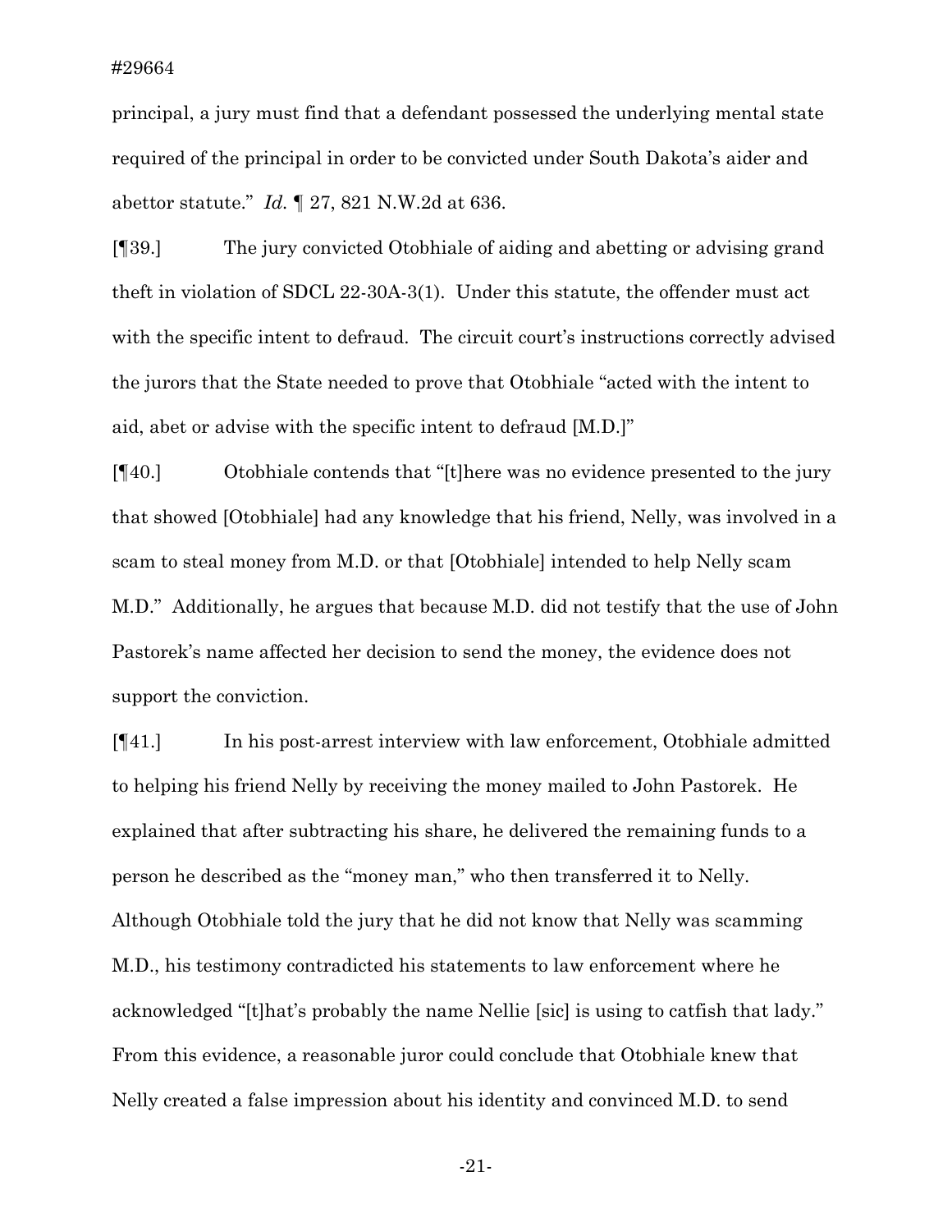principal, a jury must find that a defendant possessed the underlying mental state required of the principal in order to be convicted under South Dakota's aider and abettor statute." *Id.* ¶ 27, 821 N.W.2d at 636.

[¶39.] The jury convicted Otobhiale of aiding and abetting or advising grand theft in violation of SDCL 22-30A-3(1). Under this statute, the offender must act with the specific intent to defraud. The circuit court's instructions correctly advised the jurors that the State needed to prove that Otobhiale "acted with the intent to aid, abet or advise with the specific intent to defraud [M.D.]"

[¶40.] Otobhiale contends that "[t]here was no evidence presented to the jury that showed [Otobhiale] had any knowledge that his friend, Nelly, was involved in a scam to steal money from M.D. or that [Otobhiale] intended to help Nelly scam M.D." Additionally, he argues that because M.D. did not testify that the use of John Pastorek's name affected her decision to send the money, the evidence does not support the conviction.

[¶41.] In his post-arrest interview with law enforcement, Otobhiale admitted to helping his friend Nelly by receiving the money mailed to John Pastorek. He explained that after subtracting his share, he delivered the remaining funds to a person he described as the "money man," who then transferred it to Nelly. Although Otobhiale told the jury that he did not know that Nelly was scamming M.D., his testimony contradicted his statements to law enforcement where he acknowledged "[t]hat's probably the name Nellie [sic] is using to catfish that lady." From this evidence, a reasonable juror could conclude that Otobhiale knew that Nelly created a false impression about his identity and convinced M.D. to send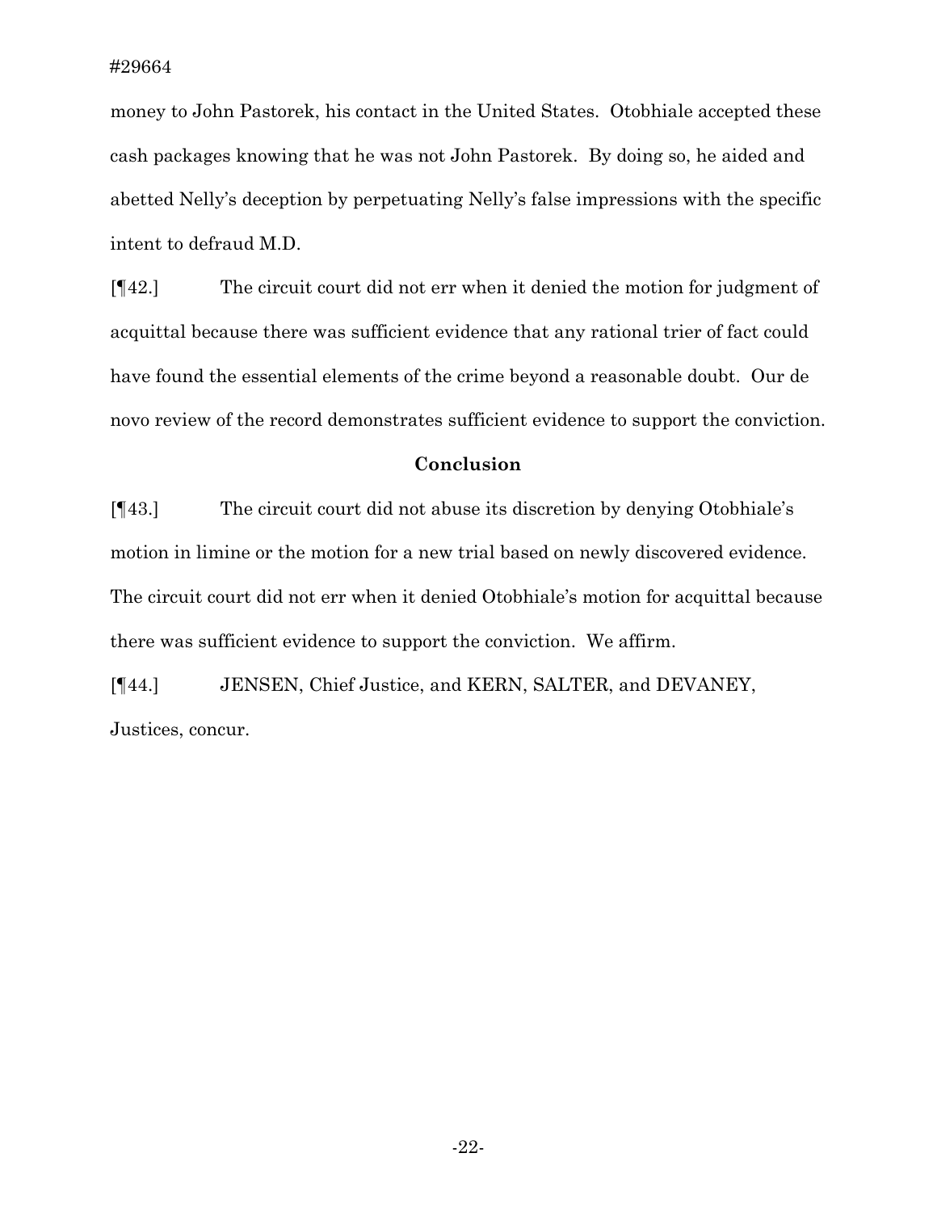money to John Pastorek, his contact in the United States. Otobhiale accepted these cash packages knowing that he was not John Pastorek. By doing so, he aided and abetted Nelly's deception by perpetuating Nelly's false impressions with the specific intent to defraud M.D.

[¶42.] The circuit court did not err when it denied the motion for judgment of acquittal because there was sufficient evidence that any rational trier of fact could have found the essential elements of the crime beyond a reasonable doubt. Our de novo review of the record demonstrates sufficient evidence to support the conviction.

## Conclusion

[¶43.] The circuit court did not abuse its discretion by denying Otobhiale's motion in limine or the motion for a new trial based on newly discovered evidence. The circuit court did not err when it denied Otobhiale's motion for acquittal because there was sufficient evidence to support the conviction. We affirm.

[¶44.] JENSEN, Chief Justice, and KERN, SALTER, and DEVANEY, Justices, concur.